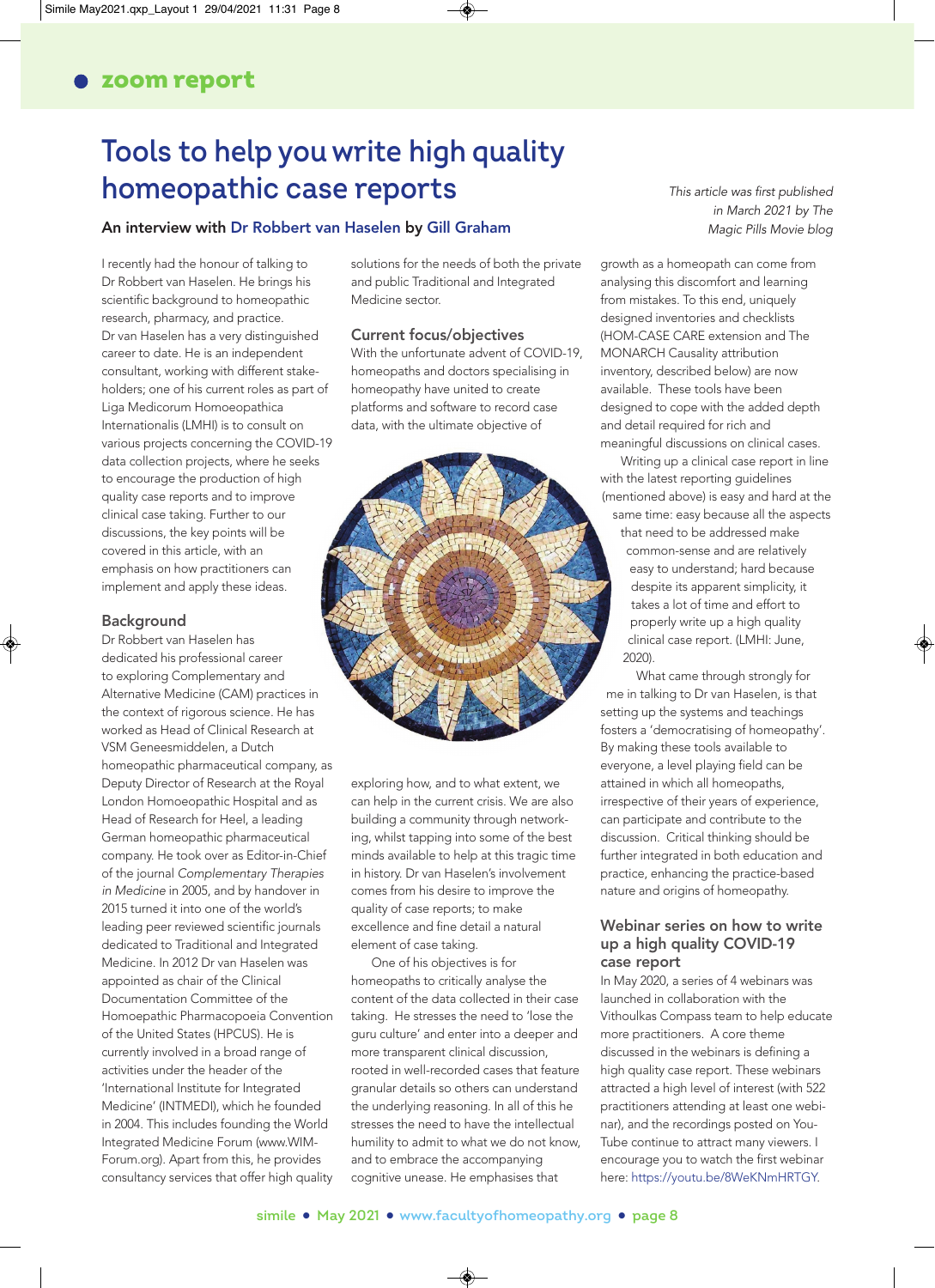# Tools to help you write high quality homeopathic case reports

**An interview with Dr Robbert van Haselen by Gill Graham**

*This article was first published in March 2021 by The Magic Pills Movie blog*

I recently had the honour of talking to Dr Robbert van Haselen. He brings his scientific background to homeopathic research, pharmacy, and practice. Dr van Haselen has a very distinguished career to date. He is an independent consultant, working with different stake-holders; one of his current roles as part of Liga Medicorum Homoeopathica Internationalis (LMHI) is to consult on various projects concerning the COVID-19 data collection projects, where he seeks to encourage the production of high quality case reports and to improve clinical case taking. Further to our discussions, the key points will be covered in this article, with an emphasis on how practitioners can implement and apply these ideas.

## Background

Dr Robbert van Haselen has dedicated his professional career to exploring Complementary and Alternative Medicine (CAM) practices in the context of rigorous science. He has worked as Head of Clinical Research at VSM Geneesmiddelen, a Dutch homeopathic pharmaceutical company, as Deputy Director of Research at the Royal London Homoeopathic Hospital and as Head of Research for Heel, a leading German homeopathic pharmaceutical company. He took over as Editor-in-Chief of the journal *Complementary Therapies in Medicine* in 2005, and by handover in 2015 turned it into one of the world's leading peer reviewed scientific journals dedicated to Traditional and Integrated Medicine. In 2012 Dr van Haselen was appointed as chair of the Clinical Documentation Committee of the Homeopathic Pharmacopoeia Convention of the United States (HPCUS). He is currently involved in a broad range of activities under the header of the 'International Institute for Integrated Medicine' (INTMEDI), which he founded in 2004. This includes founding the World Integrated Medicine Forum (www.WIM-Forum.org). Apart from this, he provides consultancy services that offer high quality solutions for the needs of both the private and public Traditional and Integrated Medicine sector.

## Current focus/objectives

With the unfortunate advent of COVID-19, homeopaths and doctors specialising in homeopathy have united to create platforms and software to record case data, with the ultimate objective of exploring how, and to what extent, we can help in the current crisis. We are also building a community through networking, whilst tapping into some of the best minds available to help at this tragic time in history. Dr van Haselen's involvement comes from his desire to improve the quality of case reports; to make excellence and fine detail a natural element of case taking.

One of his objectives is for homeopaths to critically analyse the content of the data collected in their case taking. He stresses the need to 'lose the guru culture' and enter into a deeper and more transparent clinical discussion, rooted in well-recorded cases that feature granular details so others can understand the underlying reasoning. In all of this he stresses the need to have the intellectual humility to admit to what we do not know, and to embrace the accompanying cognitive unease. He emphasises that growth as a homeopath can come from analysing this discomfort and learning from mistakes. To this end, uniquely designed inventories and checklists (HOM-CASE CARE extension and The MONARCH Causality attribution inventory, described below) are now available. These tools have been designed to cope with the added depth and detail required for rich and meaningful discussions on clinical cases.

Writing up a clinical case report in line with the latest reporting guidelines (mentioned above) is easy and hard at the same time: easy because all the aspects that need to be addressed make common-sense and are relatively easy to understand; hard because despite its apparent simplicity, it takes a lot of time and effort to properly write up a high quality clinical case report. (LMHI: June, 2020).

What came through strongly for me in talking to Dr van Haselen, is that setting up the systems and teachings fosters a 'democratising of homeopathy'. By making these tools available to everyone, a level playing field can be attained in which all homeopaths, irrespective of their years of experience, can participate and contribute to the discussion. Critical thinking should be further integrated in both education and practice, enhancing the practice-based nature and origins of homeopathy.

## Webinar series on how to write up a high quality COVID-19 case report

In May 2020, a series of 4 webinars was launched in collaboration with the Vithoulkas Compass team to help educate more practitioners. A core theme discussed in the webinars is defining a high quality case report. These webinars attracted a high level of interest (with 522 practitioners attending at least one webinar), and the recordings posted on YouTube continue to attract many viewers. I encourage you to watch the first webinar here: https://youtu.be/8WeKNmHRTGY.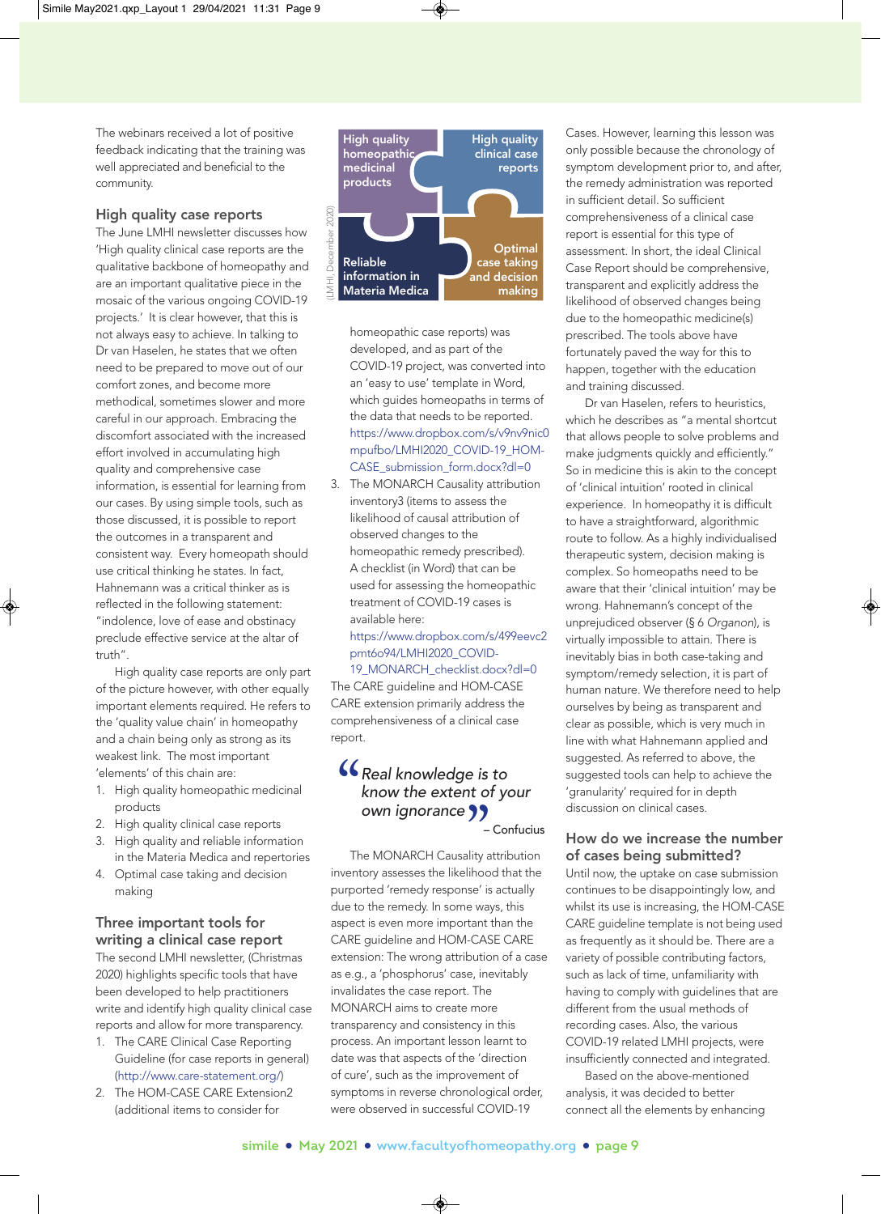The webinars received a lot of positive feedback indicating that the training was well appreciated and beneficial to the community.

## High quality case reports

The June LMHI newsletter discusses how 'High quality clinical case reports are the qualitative backbone of homeopathy and are an important qualitative piece in the mosaic of the various ongoing COVID-19 projects.' It is clear however, that this is not always easy to achieve. In talking to Dr van Haselen, he states that we often need to be prepared to move out of our comfort zones, and become more methodical, sometimes slower and more careful in our approach. Embracing the discomfort associated with the increased effort involved in accumulating high quality and comprehensive case information, is essential for learning from our cases. By using simple tools, such as those discussed, it is possible to report the outcomes in a transparent and consistent way. Every homeopath should use critical thinking he states. In fact, Hahnemann was a critical thinker as is reflected in the following statement: "indolence, love of ease and obstinacy preclude effective service at the altar of truth".

High quality case reports are only part of the picture however, with other equally important elements required. He refers to the 'quality value chain' in homeopathy and a chain being only as strong as its weakest link. The most important 'elements' of this chain are:

1. High quality homeopathic medicinal products
2. High quality clinical case reports
3. High quality and reliable information in the Materia Medica and repertories
4. Optimal case taking and decision making

High quality homeopathic medicinal products | High quality clinical case reports | Reliable information in Materia Medica | Optimal case taking and decision making

(LMHI, December 2020)

## Three important tools for writing a clinical case report

The second LMHI newsletter, (Christmas 2020) highlights specific tools that have been developed to help practitioners write and identify high quality clinical case reports and allow for more transparency.

1. The CARE Clinical Case Reporting Guideline (for case reports in general) (http://www.care-statement.org/)
2. The HOM-CASE CARE Extension2 (additional items to consider for homeopathic case reports) was developed, and as part of the COVID-19 project, was converted into an 'easy to use' template in Word, which guides homeopaths in terms of the data that needs to be reported. https://www.dropbox.com/s/v9nv9nic0mpufbo/LMHI2020_COVID-19_HOM-CASE_submission_form.docx?dl=0
3. The MONARCH Causality attribution inventory3 (items to assess the likelihood of causal attribution of observed changes to the homeopathic remedy prescribed). A checklist (in Word) that can be used for assessing the homeopathic treatment of COVID-19 cases is available here: https://www.dropbox.com/s/499eevc2pmt6o94/LMHI2020_COVID-19_MONARCH_checklist.docx?dl=0

The CARE guideline and HOM-CASE CARE extension primarily address the comprehensiveness of a clinical case report.

> *"Real knowledge is to know the extent of your own ignorance"*
>
> – Confucius

The MONARCH Causality attribution inventory assesses the likelihood that the purported 'remedy response' is actually due to the remedy. In some ways, this aspect is even more important than the CARE guideline and HOM-CASE CARE extension: The wrong attribution of a case as e.g., a 'phosphorus' case, inevitably invalidates the case report. The MONARCH aims to create more transparency and consistency in this process. An important lesson learnt to date was that aspects of the 'direction of cure', such as the improvement of symptoms in reverse chronological order, were observed in successful COVID-19 Cases. However, learning this lesson was only possible because the chronology of symptom development prior to, and after, the remedy administration was reported in sufficient detail. So sufficient comprehensiveness of a clinical case report is essential for this type of assessment. In short, the ideal Clinical Case Report should be comprehensive, transparent and explicitly address the likelihood of observed changes being due to the homeopathic medicine(s) prescribed. The tools above have fortunately paved the way for this to happen, together with the education and training discussed.

Dr van Haselen, refers to heuristics, which he describes as "a mental shortcut that allows people to solve problems and make judgments quickly and efficiently." So in medicine this is akin to the concept of 'clinical intuition' rooted in clinical experience. In homeopathy it is difficult to have a straightforward, algorithmic route to follow. As a highly individualised therapeutic system, decision making is complex. So homeopaths need to be aware that their 'clinical intuition' may be wrong. Hahnemann's concept of the unprejudiced observer (§ 6 *Organon*), is virtually impossible to attain. There is inevitably bias in both case-taking and symptom/remedy selection, it is part of human nature. We therefore need to help ourselves by being as transparent and clear as possible, which is very much in line with what Hahnemann applied and suggested. As referred to above, the suggested tools can help to achieve the 'granularity' required for in depth discussion on clinical cases.

## How do we increase the number of cases being submitted?

Until now, the uptake on case submission continues to be disappointingly low, and whilst its use is increasing, the HOM-CASE CARE guideline template is not being used as frequently as it should be. There are a variety of possible contributing factors, such as lack of time, unfamiliarity with having to comply with guidelines that are different from the usual methods of recording cases. Also, the various COVID-19 related LMHI projects, were insufficiently connected and integrated.

Based on the above-mentioned analysis, it was decided to better connect all the elements by enhancing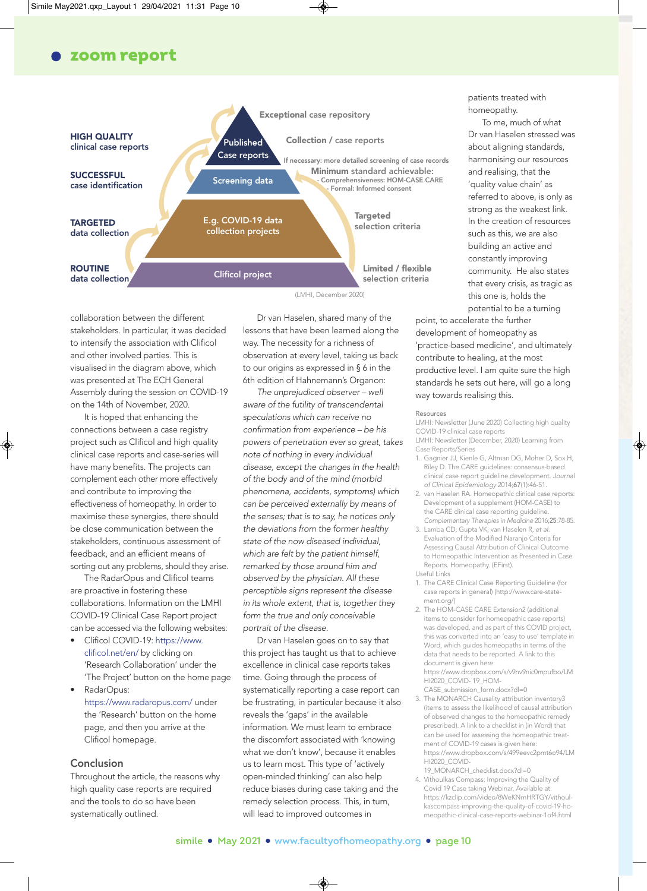# zoom report

HIGH QUALITY
clinical case reports

SUCCESSFUL
case identification

TARGETED
data collection

ROUTINE
data collection

Exceptional case repository

Published Case reports

Collection / case reports

If necessary: more detailed screening of case records

Screening data

Minimum standard achievable:
- Comprehensiveness: HOM-CASE CARE
- Formal: Informed consent

E.g. COVID-19 data collection projects

Targeted selection criteria

Clificol project

Limited / flexible selection criteria

(LMHI, December 2020)

collaboration between the different stakeholders. In particular, it was decided to intensify the association with Clificol and other involved parties. This is visualised in the diagram above, which was presented at The ECH General Assembly during the session on COVID-19 on the 14th of November, 2020.

It is hoped that enhancing the connections between a case registry project such as Clificol and high quality clinical case reports and case-series will have many benefits. The projects can complement each other more effectively and contribute to improving the effectiveness of homeopathy. In order to maximise these synergies, there should be close communication between the stakeholders, continuous assessment of feedback, and an efficient means of sorting out any problems, should they arise.

The RadarOpus and Clificol teams are proactive in fostering these collaborations. Information on the LMHI COVID-19 Clinical Case Report project can be accessed via the following websites:

- Clificol COVID-19: https://www.clificol.net/en/ by clicking on 'Research Collaboration' under the 'The Project' button on the home page
- RadarOpus: https://www.radaropus.com/ under the 'Research' button on the home page, and then you arrive at the Clificol homepage.

## Conclusion

Throughout the article, the reasons why high quality case reports are required and the tools to do so have been systematically outlined.

Dr van Haselen, shared many of the lessons that have been learned along the way. The necessity for a richness of observation at every level, taking us back to our origins as expressed in § 6 in the 6th edition of Hahnemann's Organon:

*The unprejudiced observer – well aware of the futility of transcendental speculations which can receive no confirmation from experience – be his powers of penetration ever so great, takes note of nothing in every individual disease, except the changes in the health of the body and of the mind (morbid phenomena, accidents, symptoms) which can be perceived externally by means of the senses; that is to say, he notices only the deviations from the former healthy state of the now diseased individual, which are felt by the patient himself, remarked by those around him and observed by the physician. All these perceptible signs represent the disease in its whole extent, that is, together they form the true and only conceivable portrait of the disease.*

Dr van Haselen goes on to say that this project has taught us that to achieve excellence in clinical case reports takes time. Going through the process of systematically reporting a case report can be frustrating, in particular because it also reveals the 'gaps' in the available information. We must learn to embrace the discomfort associated with 'knowing what we don't know', because it enables us to learn most. This type of 'actively open-minded thinking' can also help reduce biases during case taking and the remedy selection process. This, in turn, will lead to improved outcomes in patients treated with homeopathy.

To me, much of what Dr van Haselen stressed was about aligning standards, harmonising our resources and realising, that the 'quality value chain' as referred to above, is only as strong as the weakest link. In the creation of resources such as this, we are also building an active and constantly improving community. He also states that every crisis, as tragic as this one is, holds the potential to be a turning point, to accelerate the further development of homeopathy as 'practice-based medicine', and ultimately contribute to healing, at the most productive level. I am quite sure the high standards he sets out here, will go a long way towards realising this.

Resources

LMHI: Newsletter (June 2020) Collecting high quality COVID-19 clinical case reports

LMHI: Newsletter (December, 2020) Learning from Case Reports/Series

1. Gagnier JJ, Kienle G, Altman DG, Moher D, Sox H, Riley D. The CARE guidelines: consensus-based clinical case report guideline development. *Journal of Clinical Epidemiology* 2014;**67**(1):46-51.
2. van Haselen RA. Homeopathic clinical case reports: Development of a supplement (HOM-CASE) to the CARE clinical case reporting guideline. *Complementary Therapies in Medicine* 2016;**25**:78-85.
3. Lamba CD, Gupta VK, van Haselen R, *et al.* Evaluation of the Modified Naranjo Criteria for Assessing Causal Attribution of Clinical Outcome to Homeopathic Intervention as Presented in Case Reports. Homeopathy. (EFirst).

Useful Links

1. The CARE Clinical Case Reporting Guideline (for case reports in general) (http://www.care-statement.org/)
2. The HOM-CASE CARE Extension2 (additional items to consider for homeopathic case reports) was developed, and as part of this COVID project, this was converted into an 'easy to use' template in Word, which guides homeopaths in terms of the data that needs to be reported. A link to this document is given here: https://www.dropbox.com/s/v9nv9nic0mpufbo/LMHI2020_COVID- 19_HOM-CASE_submission_form.docx?dl=0
3. The MONARCH Causality attribution inventory3 (items to assess the likelihood of causal attribution of observed changes to the homeopathic remedy prescribed). A link to a checklist in (in Word) that can be used for assessing the homeopathic treatment of COVID-19 cases is given here: https://www.dropbox.com/s/499eevc2pmt6o94/LMHI2020_COVID-19_MONARCH_checklist.docx?dl=0
4. Vithoulkas Compass: Improving the Quality of Covid 19 Case taking Webinar, Available at: https://kzclip.com/video/8WeKNmHRTGY/vithoulkascompass-improving-the-quality-of-covid-19-homeopathic-clinical-case-reports-webinar-1of4.html